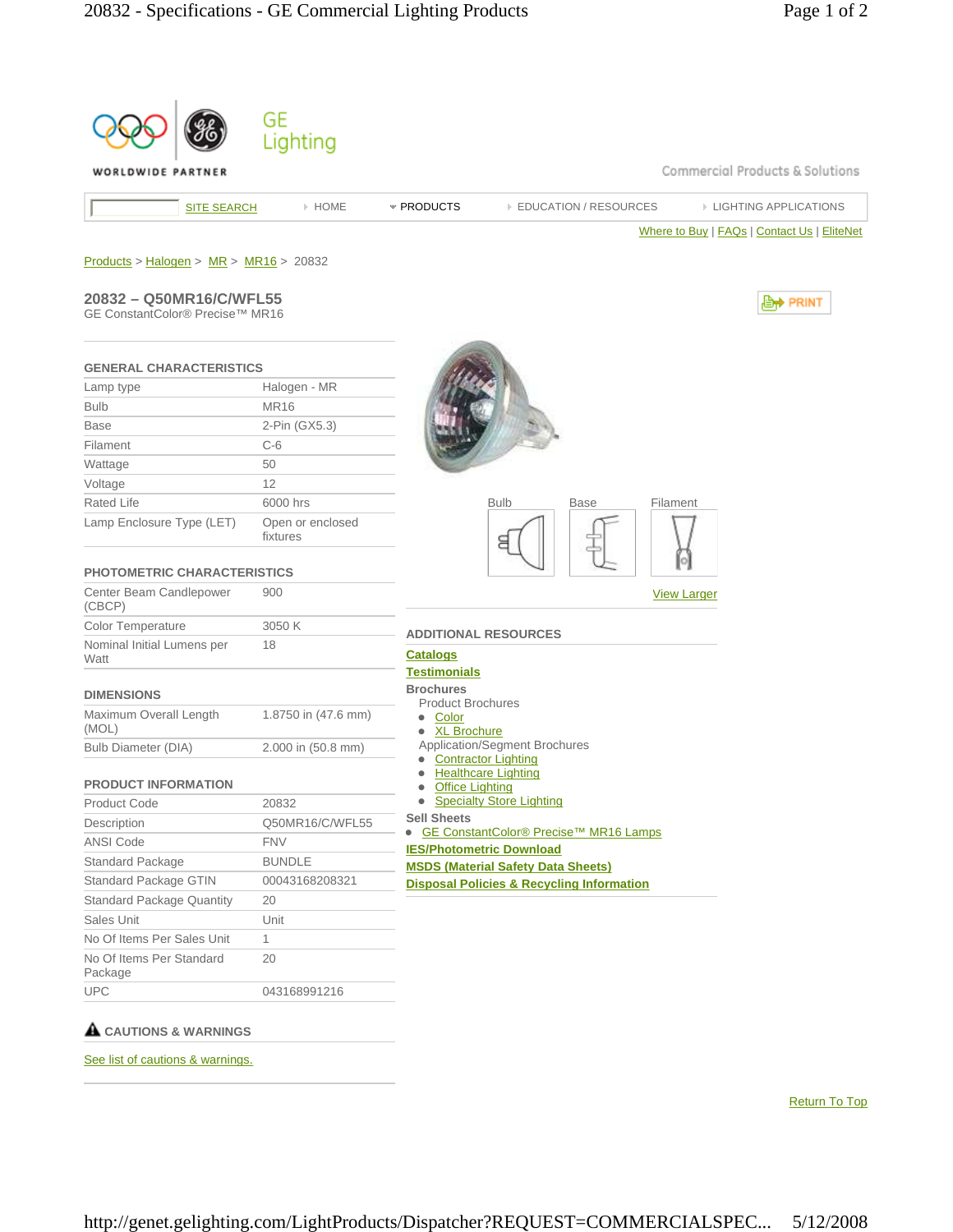GE Lighting

WORLDWIDE PARTNER

Commercial Products & Solutions

SITE SEARCH | HOME | PRODUCTS | EDUCATION / RESOURCES | LIGHTING APPLICATIONS

Where to Buy | FAQs | Contact Us | EliteNet

Products > Halogen > MR > MR16 > 20832

## 20832 – Q50MR16/C/WFL55

GE ConstantColor® Precise™ MR16

PRINT

### GENERAL CHARACTERISTICS

| | |
|---|---|
| Lamp type | Halogen - MR |
| Bulb | MR16 |
| Base | 2-Pin (GX5.3) |
| Filament | C-6 |
| Wattage | 50 |
| Voltage | 12 |
| Rated Life | 6000 hrs |
| Lamp Enclosure Type (LET) | Open or enclosed fixtures |

### PHOTOMETRIC CHARACTERISTICS

| | |
|---|---|
| Center Beam Candlepower (CBCP) | 900 |
| Color Temperature | 3050 K |
| Nominal Initial Lumens per Watt | 18 |

### DIMENSIONS

| | |
|---|---|
| Maximum Overall Length (MOL) | 1.8750 in (47.6 mm) |
| Bulb Diameter (DIA) | 2.000 in (50.8 mm) |

### PRODUCT INFORMATION

| | |
|---|---|
| Product Code | 20832 |
| Description | Q50MR16/C/WFL55 |
| ANSI Code | FNV |
| Standard Package | BUNDLE |
| Standard Package GTIN | 00043168208321 |
| Standard Package Quantity | 20 |
| Sales Unit | Unit |
| No Of Items Per Sales Unit | 1 |
| No Of Items Per Standard Package | 20 |
| UPC | 043168991216 |

### CAUTIONS & WARNINGS

See list of cautions & warnings.

Bulb | Base | Filament

View Larger

### ADDITIONAL RESOURCES

**Catalogs**

**Testimonials**

**Brochures**

Product Brochures

- Color
- XL Brochure

Application/Segment Brochures

- Contractor Lighting
- Healthcare Lighting
- Office Lighting
- Specialty Store Lighting

**Sell Sheets**

- GE ConstantColor® Precise™ MR16 Lamps

**IES/Photometric Download**

**MSDS (Material Safety Data Sheets)**

**Disposal Policies & Recycling Information**

Return To Top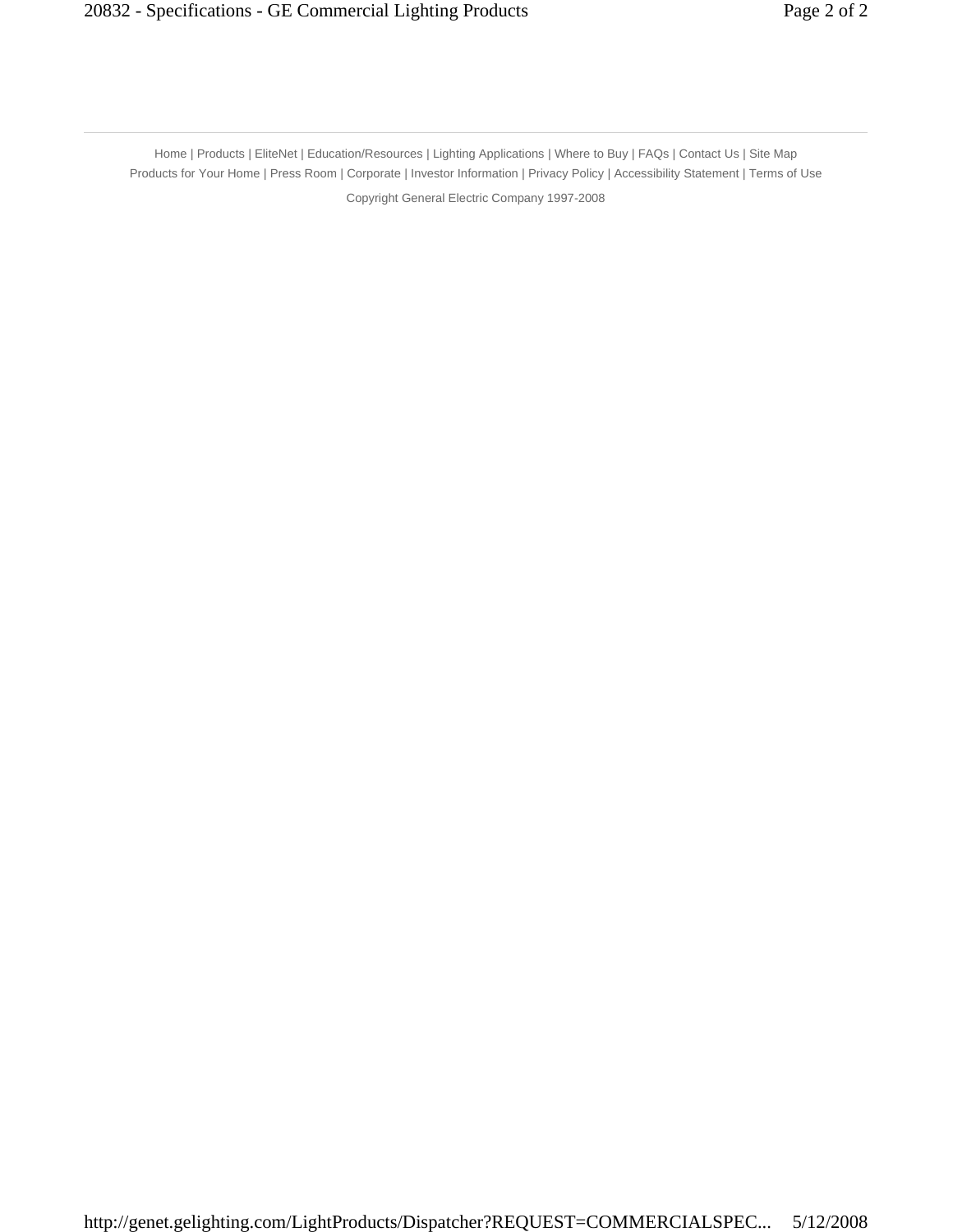Home | Products | EliteNet | Education/Resources | Lighting Applications | Where to Buy | FAQs | Contact Us | Site Map
Products for Your Home | Press Room | Corporate | Investor Information | Privacy Policy | Accessibility Statement | Terms of Use

Copyright General Electric Company 1997-2008